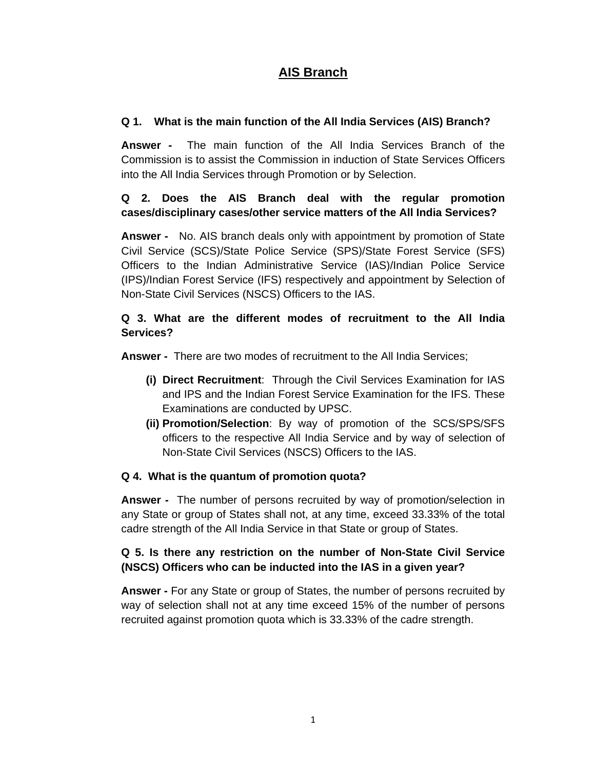# AIS Branch

**Q 1. What is the main function of the All India Services (AIS) Branch?**

**Answer -** The main function of the All India Services Branch of the Commission is to assist the Commission in induction of State Services Officers into the All India Services through Promotion or by Selection.

**Q 2. Does the AIS Branch deal with the regular promotion cases/disciplinary cases/other service matters of the All India Services?**

**Answer -** No. AIS branch deals only with appointment by promotion of State Civil Service (SCS)/State Police Service (SPS)/State Forest Service (SFS) Officers to the Indian Administrative Service (IAS)/Indian Police Service (IPS)/Indian Forest Service (IFS) respectively and appointment by Selection of Non-State Civil Services (NSCS) Officers to the IAS.

**Q 3. What are the different modes of recruitment to the All India Services?**

**Answer -** There are two modes of recruitment to the All India Services;

- **(i) Direct Recruitment**: Through the Civil Services Examination for IAS and IPS and the Indian Forest Service Examination for the IFS. These Examinations are conducted by UPSC.
- **(ii) Promotion/Selection**: By way of promotion of the SCS/SPS/SFS officers to the respective All India Service and by way of selection of Non-State Civil Services (NSCS) Officers to the IAS.

**Q 4. What is the quantum of promotion quota?**

**Answer -** The number of persons recruited by way of promotion/selection in any State or group of States shall not, at any time, exceed 33.33% of the total cadre strength of the All India Service in that State or group of States.

**Q 5. Is there any restriction on the number of Non-State Civil Service (NSCS) Officers who can be inducted into the IAS in a given year?**

**Answer -** For any State or group of States, the number of persons recruited by way of selection shall not at any time exceed 15% of the number of persons recruited against promotion quota which is 33.33% of the cadre strength.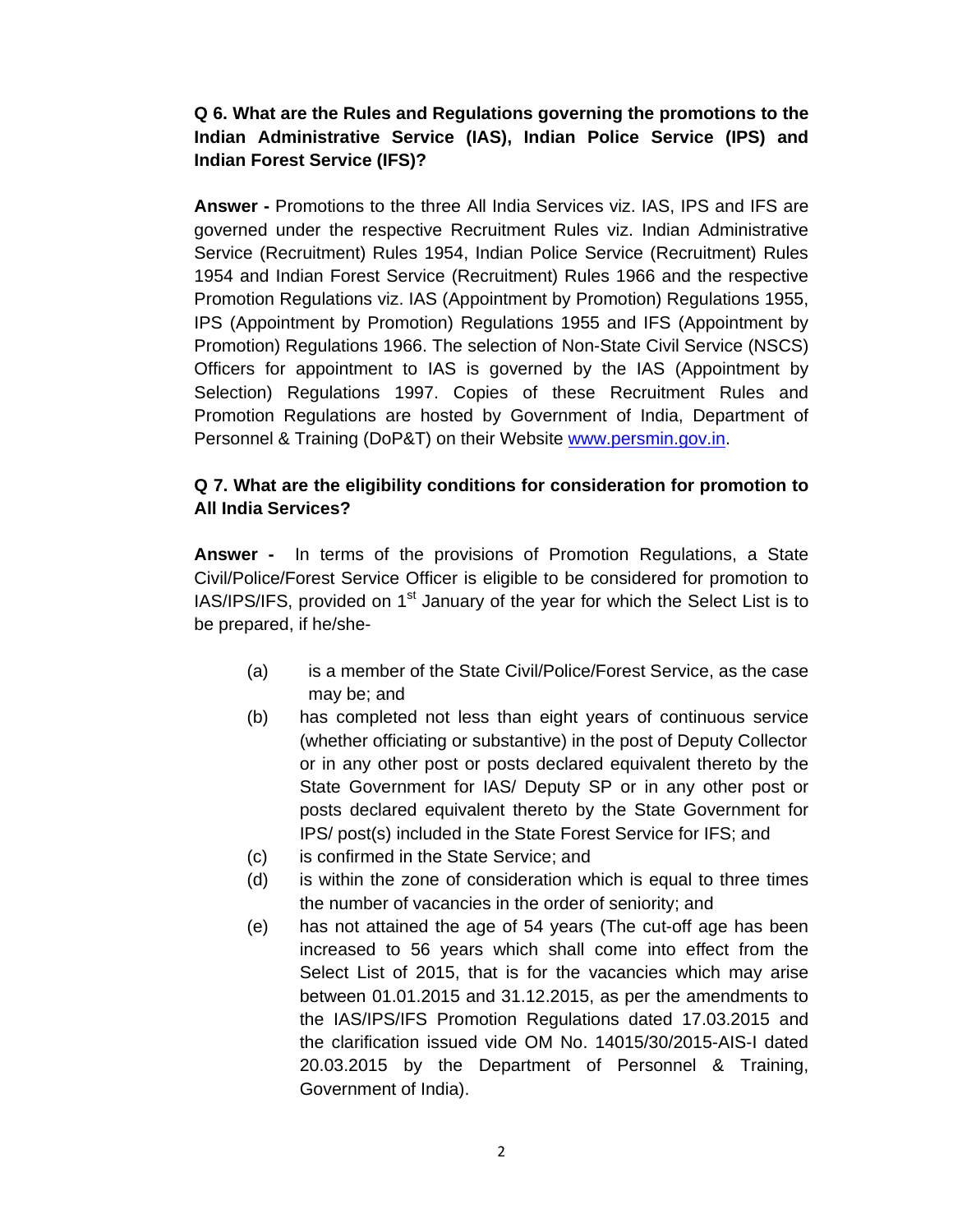**Q 6. What are the Rules and Regulations governing the promotions to the Indian Administrative Service (IAS), Indian Police Service (IPS) and Indian Forest Service (IFS)?**

**Answer -** Promotions to the three All India Services viz. IAS, IPS and IFS are governed under the respective Recruitment Rules viz. Indian Administrative Service (Recruitment) Rules 1954, Indian Police Service (Recruitment) Rules 1954 and Indian Forest Service (Recruitment) Rules 1966 and the respective Promotion Regulations viz. IAS (Appointment by Promotion) Regulations 1955, IPS (Appointment by Promotion) Regulations 1955 and IFS (Appointment by Promotion) Regulations 1966. The selection of Non-State Civil Service (NSCS) Officers for appointment to IAS is governed by the IAS (Appointment by Selection) Regulations 1997. Copies of these Recruitment Rules and Promotion Regulations are hosted by Government of India, Department of Personnel & Training (DoP&T) on their Website [www.persmin.gov.in](http://www.persmin.gov.in).

**Q 7. What are the eligibility conditions for consideration for promotion to All India Services?**

**Answer -** In terms of the provisions of Promotion Regulations, a State Civil/Police/Forest Service Officer is eligible to be considered for promotion to IAS/IPS/IFS, provided on 1st January of the year for which the Select List is to be prepared, if he/she-

(a) is a member of the State Civil/Police/Forest Service, as the case may be; and

(b) has completed not less than eight years of continuous service (whether officiating or substantive) in the post of Deputy Collector or in any other post or posts declared equivalent thereto by the State Government for IAS/ Deputy SP or in any other post or posts declared equivalent thereto by the State Government for IPS/ post(s) included in the State Forest Service for IFS; and

(c) is confirmed in the State Service; and

(d) is within the zone of consideration which is equal to three times the number of vacancies in the order of seniority; and

(e) has not attained the age of 54 years (The cut-off age has been increased to 56 years which shall come into effect from the Select List of 2015, that is for the vacancies which may arise between 01.01.2015 and 31.12.2015, as per the amendments to the IAS/IPS/IFS Promotion Regulations dated 17.03.2015 and the clarification issued vide OM No. 14015/30/2015-AIS-I dated 20.03.2015 by the Department of Personnel & Training, Government of India).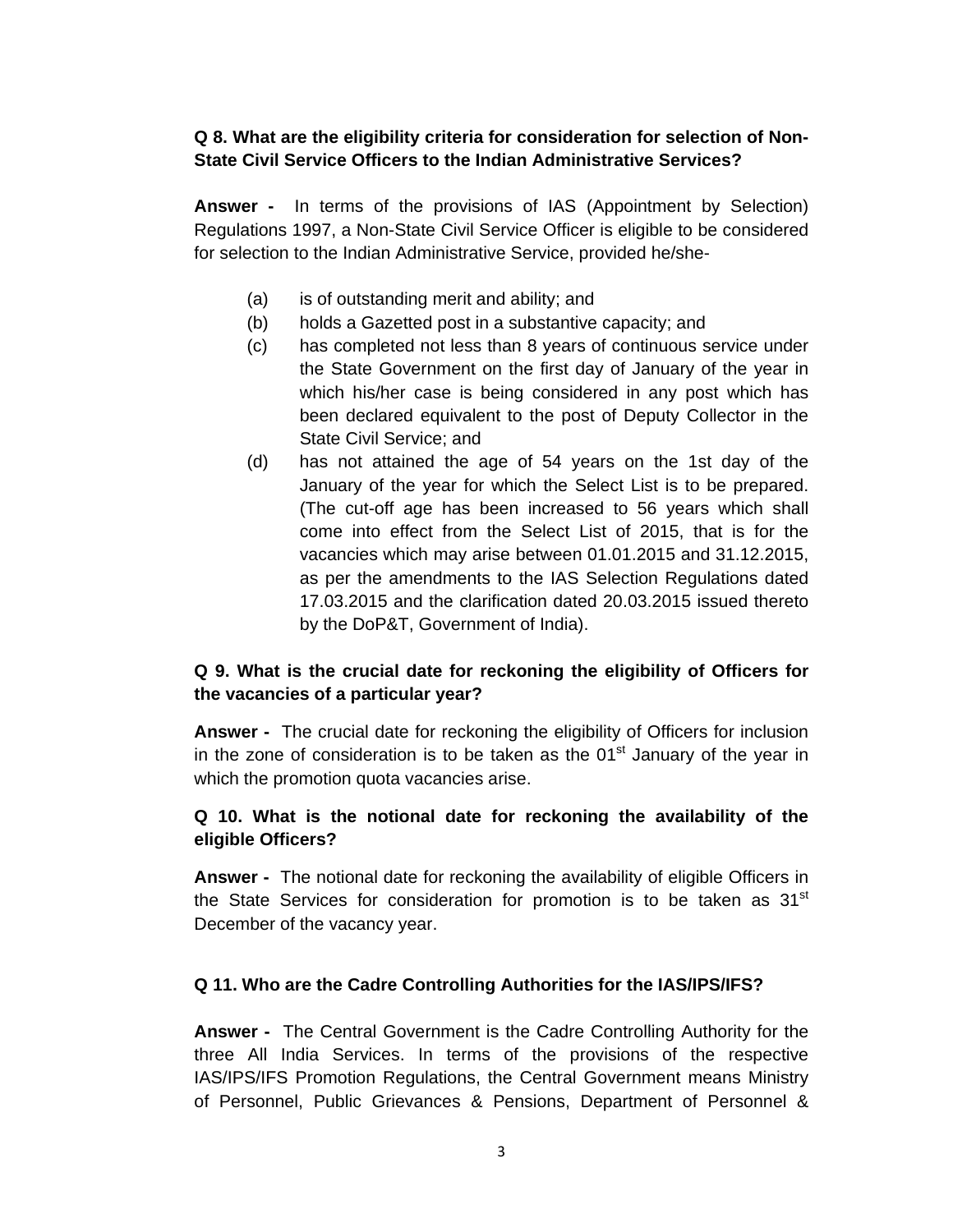**Q 8. What are the eligibility criteria for consideration for selection of Non-State Civil Service Officers to the Indian Administrative Services?**

**Answer -** In terms of the provisions of IAS (Appointment by Selection) Regulations 1997, a Non-State Civil Service Officer is eligible to be considered for selection to the Indian Administrative Service, provided he/she-

(a) is of outstanding merit and ability; and

(b) holds a Gazetted post in a substantive capacity; and

(c) has completed not less than 8 years of continuous service under the State Government on the first day of January of the year in which his/her case is being considered in any post which has been declared equivalent to the post of Deputy Collector in the State Civil Service; and

(d) has not attained the age of 54 years on the 1st day of the January of the year for which the Select List is to be prepared. (The cut-off age has been increased to 56 years which shall come into effect from the Select List of 2015, that is for the vacancies which may arise between 01.01.2015 and 31.12.2015, as per the amendments to the IAS Selection Regulations dated 17.03.2015 and the clarification dated 20.03.2015 issued thereto by the DoP&T, Government of India).

**Q 9. What is the crucial date for reckoning the eligibility of Officers for the vacancies of a particular year?**

**Answer -** The crucial date for reckoning the eligibility of Officers for inclusion in the zone of consideration is to be taken as the 01st January of the year in which the promotion quota vacancies arise.

**Q 10. What is the notional date for reckoning the availability of the eligible Officers?**

**Answer -** The notional date for reckoning the availability of eligible Officers in the State Services for consideration for promotion is to be taken as 31st December of the vacancy year.

**Q 11. Who are the Cadre Controlling Authorities for the IAS/IPS/IFS?**

**Answer -** The Central Government is the Cadre Controlling Authority for the three All India Services. In terms of the provisions of the respective IAS/IPS/IFS Promotion Regulations, the Central Government means Ministry of Personnel, Public Grievances & Pensions, Department of Personnel &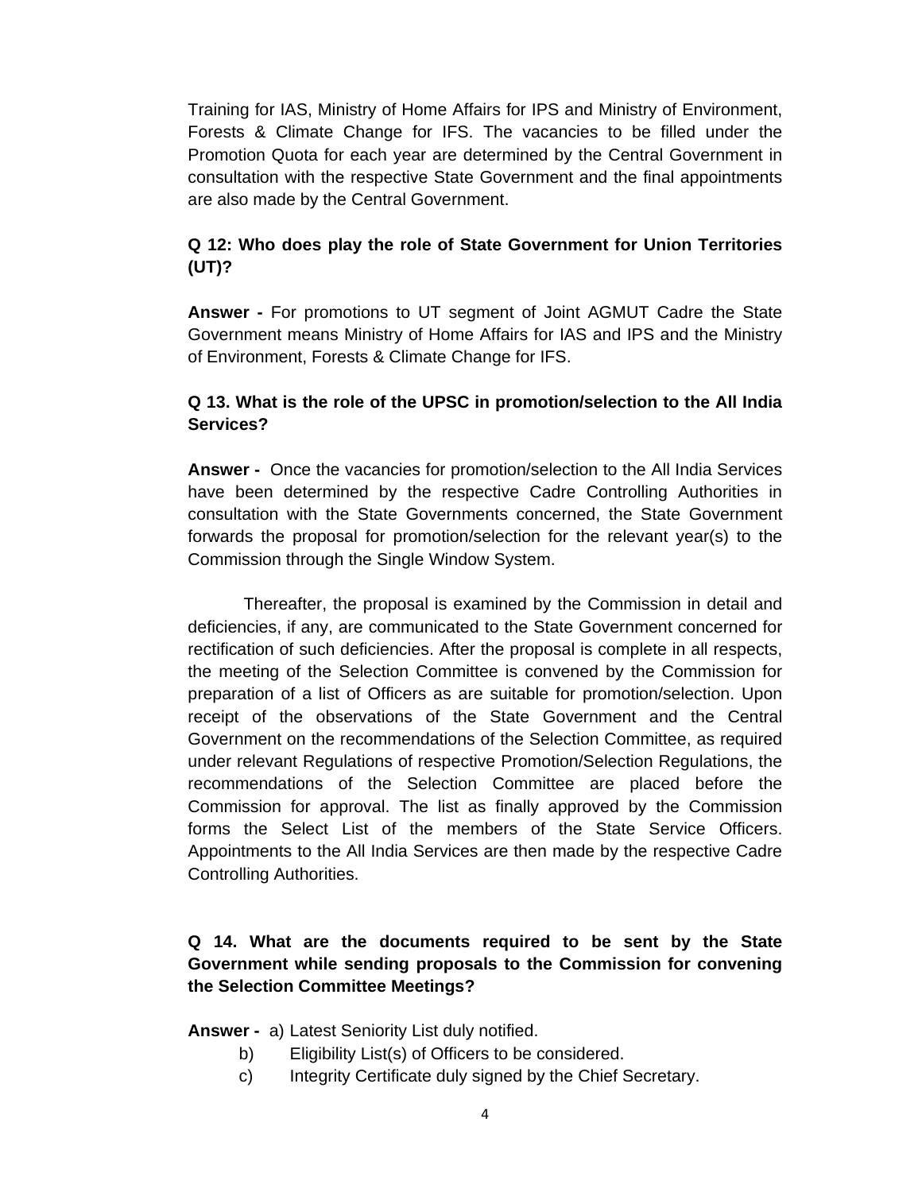Training for IAS, Ministry of Home Affairs for IPS and Ministry of Environment, Forests & Climate Change for IFS. The vacancies to be filled under the Promotion Quota for each year are determined by the Central Government in consultation with the respective State Government and the final appointments are also made by the Central Government.

**Q 12: Who does play the role of State Government for Union Territories (UT)?**

**Answer -** For promotions to UT segment of Joint AGMUT Cadre the State Government means Ministry of Home Affairs for IAS and IPS and the Ministry of Environment, Forests & Climate Change for IFS.

**Q 13. What is the role of the UPSC in promotion/selection to the All India Services?**

**Answer -** Once the vacancies for promotion/selection to the All India Services have been determined by the respective Cadre Controlling Authorities in consultation with the State Governments concerned, the State Government forwards the proposal for promotion/selection for the relevant year(s) to the Commission through the Single Window System.

Thereafter, the proposal is examined by the Commission in detail and deficiencies, if any, are communicated to the State Government concerned for rectification of such deficiencies. After the proposal is complete in all respects, the meeting of the Selection Committee is convened by the Commission for preparation of a list of Officers as are suitable for promotion/selection. Upon receipt of the observations of the State Government and the Central Government on the recommendations of the Selection Committee, as required under relevant Regulations of respective Promotion/Selection Regulations, the recommendations of the Selection Committee are placed before the Commission for approval. The list as finally approved by the Commission forms the Select List of the members of the State Service Officers. Appointments to the All India Services are then made by the respective Cadre Controlling Authorities.

**Q 14. What are the documents required to be sent by the State Government while sending proposals to the Commission for convening the Selection Committee Meetings?**

**Answer -** a) Latest Seniority List duly notified.

b) Eligibility List(s) of Officers to be considered.

c) Integrity Certificate duly signed by the Chief Secretary.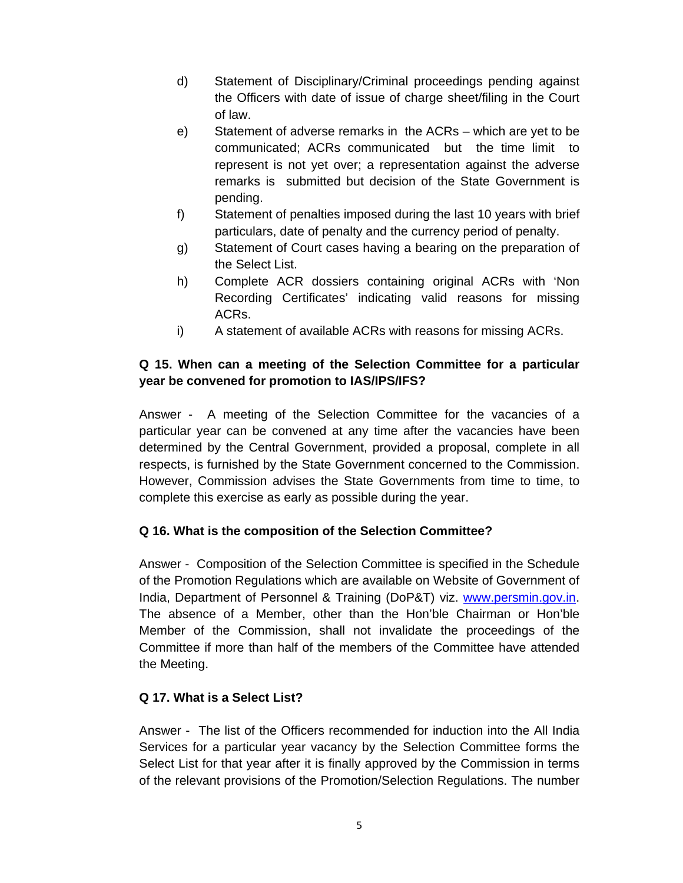d) Statement of Disciplinary/Criminal proceedings pending against the Officers with date of issue of charge sheet/filing in the Court of law.

e) Statement of adverse remarks in the ACRs – which are yet to be communicated; ACRs communicated but the time limit to represent is not yet over; a representation against the adverse remarks is submitted but decision of the State Government is pending.

f) Statement of penalties imposed during the last 10 years with brief particulars, date of penalty and the currency period of penalty.

g) Statement of Court cases having a bearing on the preparation of the Select List.

h) Complete ACR dossiers containing original ACRs with 'Non Recording Certificates' indicating valid reasons for missing ACRs.

i) A statement of available ACRs with reasons for missing ACRs.

**Q 15. When can a meeting of the Selection Committee for a particular year be convened for promotion to IAS/IPS/IFS?**

Answer - A meeting of the Selection Committee for the vacancies of a particular year can be convened at any time after the vacancies have been determined by the Central Government, provided a proposal, complete in all respects, is furnished by the State Government concerned to the Commission. However, Commission advises the State Governments from time to time, to complete this exercise as early as possible during the year.

**Q 16. What is the composition of the Selection Committee?**

Answer - Composition of the Selection Committee is specified in the Schedule of the Promotion Regulations which are available on Website of Government of India, Department of Personnel & Training (DoP&T) viz. www.persmin.gov.in. The absence of a Member, other than the Hon'ble Chairman or Hon'ble Member of the Commission, shall not invalidate the proceedings of the Committee if more than half of the members of the Committee have attended the Meeting.

**Q 17. What is a Select List?**

Answer - The list of the Officers recommended for induction into the All India Services for a particular year vacancy by the Selection Committee forms the Select List for that year after it is finally approved by the Commission in terms of the relevant provisions of the Promotion/Selection Regulations. The number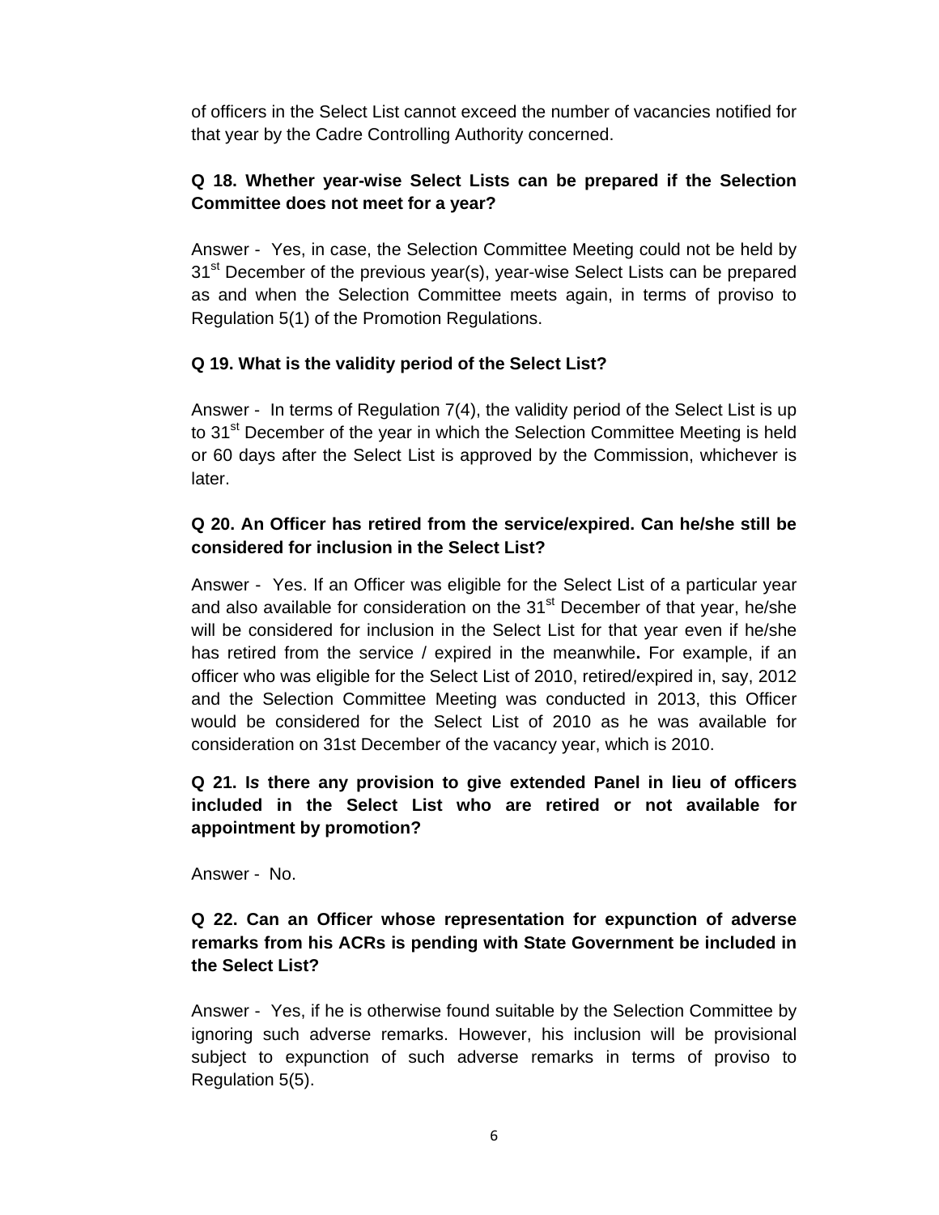of officers in the Select List cannot exceed the number of vacancies notified for that year by the Cadre Controlling Authority concerned.

**Q 18. Whether year-wise Select Lists can be prepared if the Selection Committee does not meet for a year?**

Answer - Yes, in case, the Selection Committee Meeting could not be held by 31st December of the previous year(s), year-wise Select Lists can be prepared as and when the Selection Committee meets again, in terms of proviso to Regulation 5(1) of the Promotion Regulations.

**Q 19. What is the validity period of the Select List?**

Answer - In terms of Regulation 7(4), the validity period of the Select List is up to 31st December of the year in which the Selection Committee Meeting is held or 60 days after the Select List is approved by the Commission, whichever is later.

**Q 20. An Officer has retired from the service/expired. Can he/she still be considered for inclusion in the Select List?**

Answer - Yes. If an Officer was eligible for the Select List of a particular year and also available for consideration on the 31st December of that year, he/she will be considered for inclusion in the Select List for that year even if he/she has retired from the service / expired in the meanwhile**.** For example, if an officer who was eligible for the Select List of 2010, retired/expired in, say, 2012 and the Selection Committee Meeting was conducted in 2013, this Officer would be considered for the Select List of 2010 as he was available for consideration on 31st December of the vacancy year, which is 2010.

**Q 21. Is there any provision to give extended Panel in lieu of officers included in the Select List who are retired or not available for appointment by promotion?**

Answer - No.

**Q 22. Can an Officer whose representation for expunction of adverse remarks from his ACRs is pending with State Government be included in the Select List?**

Answer - Yes, if he is otherwise found suitable by the Selection Committee by ignoring such adverse remarks. However, his inclusion will be provisional subject to expunction of such adverse remarks in terms of proviso to Regulation 5(5).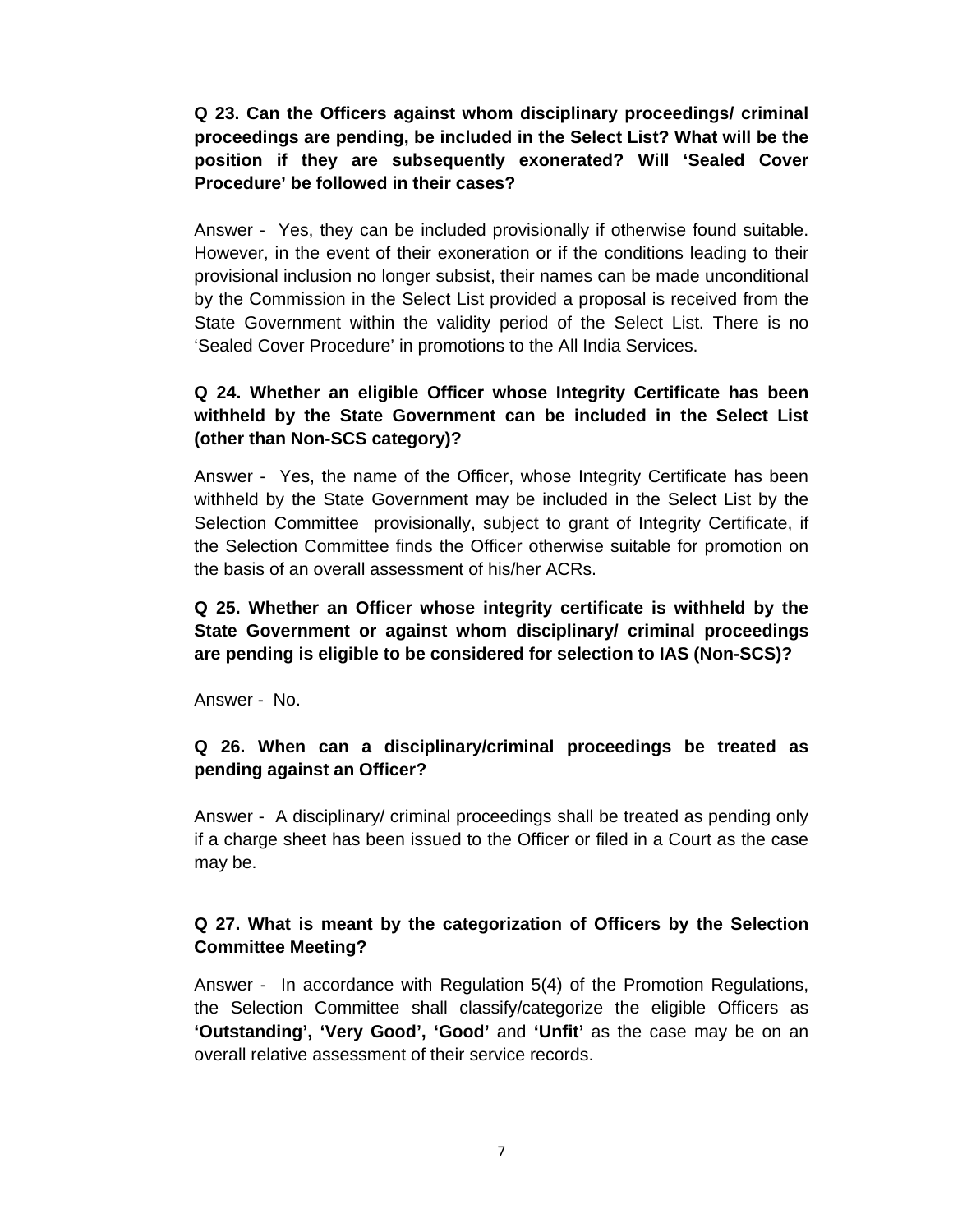**Q 23. Can the Officers against whom disciplinary proceedings/ criminal proceedings are pending, be included in the Select List? What will be the position if they are subsequently exonerated? Will 'Sealed Cover Procedure' be followed in their cases?**

Answer - Yes, they can be included provisionally if otherwise found suitable. However, in the event of their exoneration or if the conditions leading to their provisional inclusion no longer subsist, their names can be made unconditional by the Commission in the Select List provided a proposal is received from the State Government within the validity period of the Select List. There is no 'Sealed Cover Procedure' in promotions to the All India Services.

**Q 24. Whether an eligible Officer whose Integrity Certificate has been withheld by the State Government can be included in the Select List (other than Non-SCS category)?**

Answer - Yes, the name of the Officer, whose Integrity Certificate has been withheld by the State Government may be included in the Select List by the Selection Committee provisionally, subject to grant of Integrity Certificate, if the Selection Committee finds the Officer otherwise suitable for promotion on the basis of an overall assessment of his/her ACRs.

**Q 25. Whether an Officer whose integrity certificate is withheld by the State Government or against whom disciplinary/ criminal proceedings are pending is eligible to be considered for selection to IAS (Non-SCS)?**

Answer - No.

**Q 26. When can a disciplinary/criminal proceedings be treated as pending against an Officer?**

Answer - A disciplinary/ criminal proceedings shall be treated as pending only if a charge sheet has been issued to the Officer or filed in a Court as the case may be.

**Q 27. What is meant by the categorization of Officers by the Selection Committee Meeting?**

Answer - In accordance with Regulation 5(4) of the Promotion Regulations, the Selection Committee shall classify/categorize the eligible Officers as **'Outstanding', 'Very Good', 'Good'** and **'Unfit'** as the case may be on an overall relative assessment of their service records.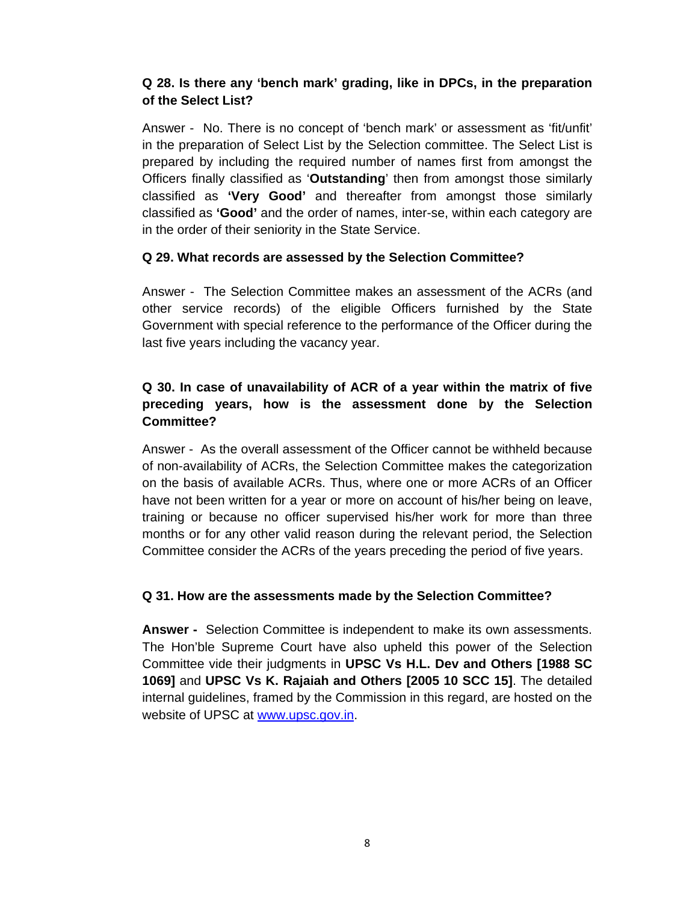**Q 28. Is there any 'bench mark' grading, like in DPCs, in the preparation of the Select List?**

Answer - No. There is no concept of 'bench mark' or assessment as 'fit/unfit' in the preparation of Select List by the Selection committee. The Select List is prepared by including the required number of names first from amongst the Officers finally classified as '**Outstanding**' then from amongst those similarly classified as **'Very Good'** and thereafter from amongst those similarly classified as **'Good'** and the order of names, inter-se, within each category are in the order of their seniority in the State Service.

**Q 29. What records are assessed by the Selection Committee?**

Answer - The Selection Committee makes an assessment of the ACRs (and other service records) of the eligible Officers furnished by the State Government with special reference to the performance of the Officer during the last five years including the vacancy year.

**Q 30. In case of unavailability of ACR of a year within the matrix of five preceding years, how is the assessment done by the Selection Committee?**

Answer - As the overall assessment of the Officer cannot be withheld because of non-availability of ACRs, the Selection Committee makes the categorization on the basis of available ACRs. Thus, where one or more ACRs of an Officer have not been written for a year or more on account of his/her being on leave, training or because no officer supervised his/her work for more than three months or for any other valid reason during the relevant period, the Selection Committee consider the ACRs of the years preceding the period of five years.

**Q 31. How are the assessments made by the Selection Committee?**

**Answer -** Selection Committee is independent to make its own assessments. The Hon'ble Supreme Court have also upheld this power of the Selection Committee vide their judgments in **UPSC Vs H.L. Dev and Others [1988 SC 1069]** and **UPSC Vs K. Rajaiah and Others [2005 10 SCC 15]**. The detailed internal guidelines, framed by the Commission in this regard, are hosted on the website of UPSC at www.upsc.gov.in.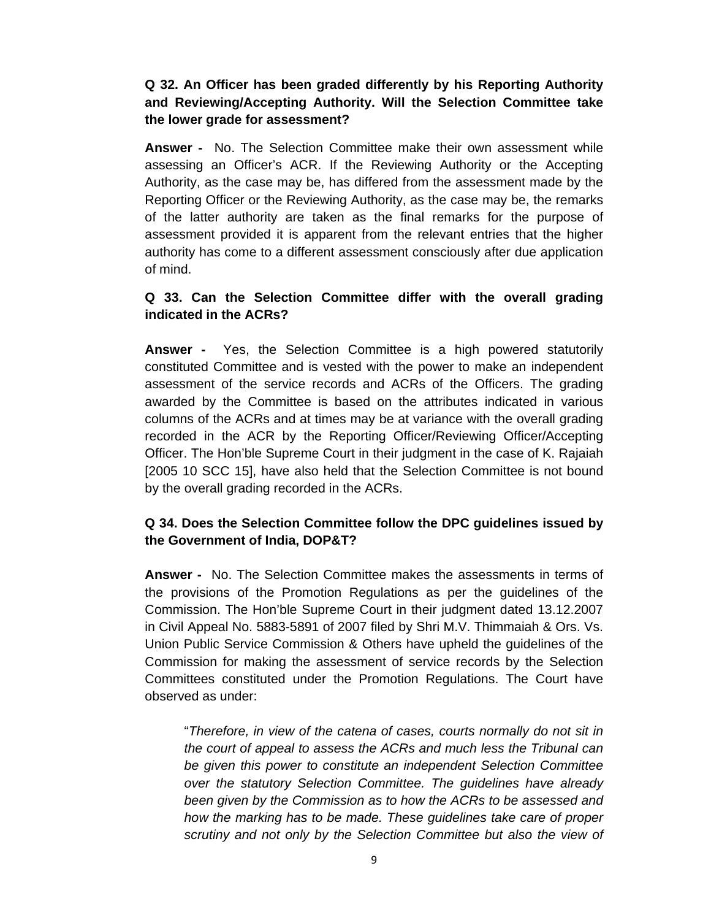**Q 32. An Officer has been graded differently by his Reporting Authority and Reviewing/Accepting Authority. Will the Selection Committee take the lower grade for assessment?**

**Answer -** No. The Selection Committee make their own assessment while assessing an Officer's ACR. If the Reviewing Authority or the Accepting Authority, as the case may be, has differed from the assessment made by the Reporting Officer or the Reviewing Authority, as the case may be, the remarks of the latter authority are taken as the final remarks for the purpose of assessment provided it is apparent from the relevant entries that the higher authority has come to a different assessment consciously after due application of mind.

**Q 33. Can the Selection Committee differ with the overall grading indicated in the ACRs?**

**Answer -** Yes, the Selection Committee is a high powered statutorily constituted Committee and is vested with the power to make an independent assessment of the service records and ACRs of the Officers. The grading awarded by the Committee is based on the attributes indicated in various columns of the ACRs and at times may be at variance with the overall grading recorded in the ACR by the Reporting Officer/Reviewing Officer/Accepting Officer. The Hon'ble Supreme Court in their judgment in the case of K. Rajaiah [2005 10 SCC 15], have also held that the Selection Committee is not bound by the overall grading recorded in the ACRs.

**Q 34. Does the Selection Committee follow the DPC guidelines issued by the Government of India, DOP&T?**

**Answer -** No. The Selection Committee makes the assessments in terms of the provisions of the Promotion Regulations as per the guidelines of the Commission. The Hon'ble Supreme Court in their judgment dated 13.12.2007 in Civil Appeal No. 5883-5891 of 2007 filed by Shri M.V. Thimmaiah & Ors. Vs. Union Public Service Commission & Others have upheld the guidelines of the Commission for making the assessment of service records by the Selection Committees constituted under the Promotion Regulations. The Court have observed as under:

> "*Therefore, in view of the catena of cases, courts normally do not sit in the court of appeal to assess the ACRs and much less the Tribunal can be given this power to constitute an independent Selection Committee over the statutory Selection Committee. The guidelines have already been given by the Commission as to how the ACRs to be assessed and how the marking has to be made. These guidelines take care of proper scrutiny and not only by the Selection Committee but also the view of*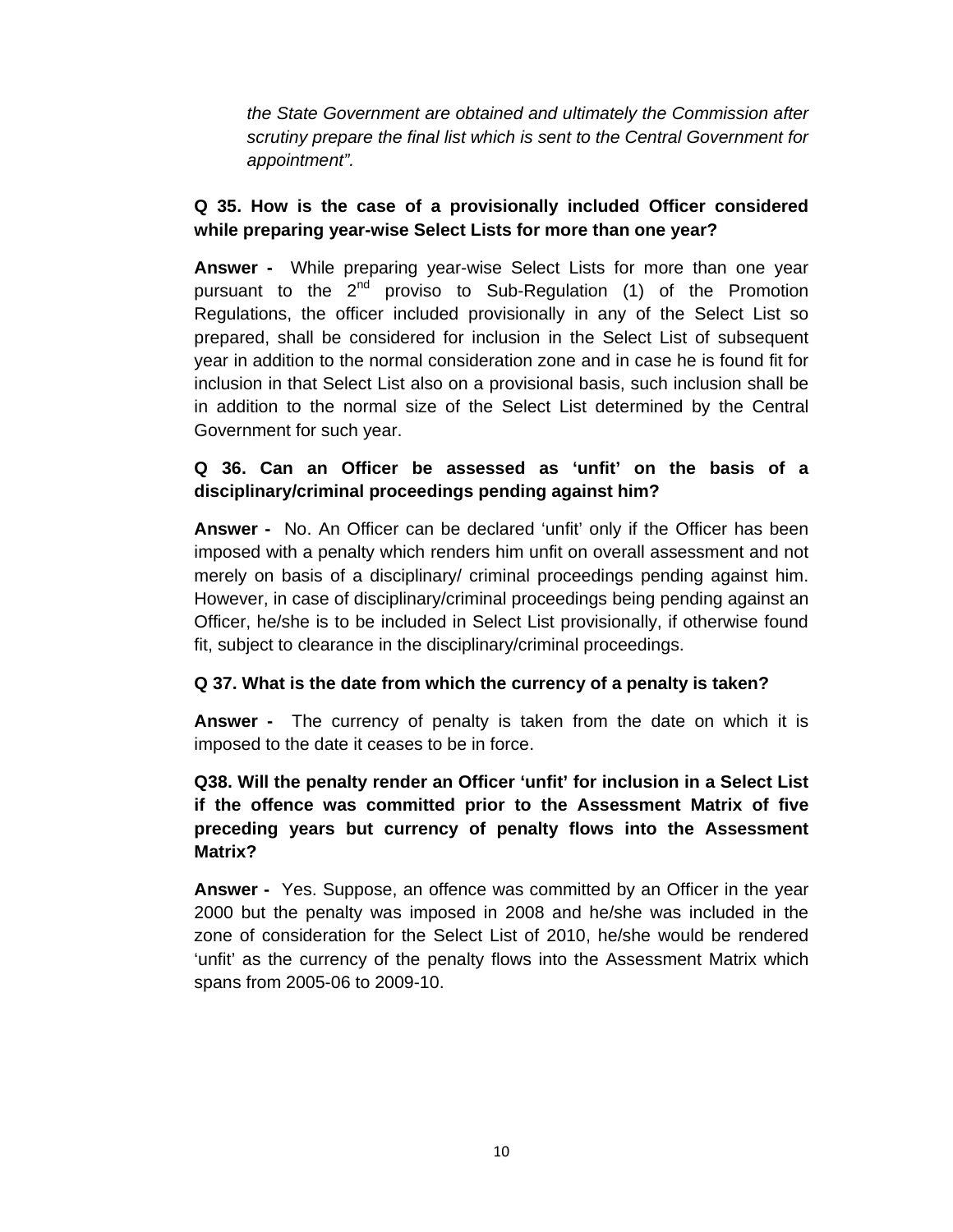*the State Government are obtained and ultimately the Commission after scrutiny prepare the final list which is sent to the Central Government for appointment".*

**Q 35. How is the case of a provisionally included Officer considered while preparing year-wise Select Lists for more than one year?**

**Answer -** While preparing year-wise Select Lists for more than one year pursuant to the 2nd proviso to Sub-Regulation (1) of the Promotion Regulations, the officer included provisionally in any of the Select List so prepared, shall be considered for inclusion in the Select List of subsequent year in addition to the normal consideration zone and in case he is found fit for inclusion in that Select List also on a provisional basis, such inclusion shall be in addition to the normal size of the Select List determined by the Central Government for such year.

**Q 36. Can an Officer be assessed as 'unfit' on the basis of a disciplinary/criminal proceedings pending against him?**

**Answer -** No. An Officer can be declared 'unfit' only if the Officer has been imposed with a penalty which renders him unfit on overall assessment and not merely on basis of a disciplinary/ criminal proceedings pending against him. However, in case of disciplinary/criminal proceedings being pending against an Officer, he/she is to be included in Select List provisionally, if otherwise found fit, subject to clearance in the disciplinary/criminal proceedings.

**Q 37. What is the date from which the currency of a penalty is taken?**

**Answer -** The currency of penalty is taken from the date on which it is imposed to the date it ceases to be in force.

**Q38. Will the penalty render an Officer 'unfit' for inclusion in a Select List if the offence was committed prior to the Assessment Matrix of five preceding years but currency of penalty flows into the Assessment Matrix?**

**Answer -** Yes. Suppose, an offence was committed by an Officer in the year 2000 but the penalty was imposed in 2008 and he/she was included in the zone of consideration for the Select List of 2010, he/she would be rendered 'unfit' as the currency of the penalty flows into the Assessment Matrix which spans from 2005-06 to 2009-10.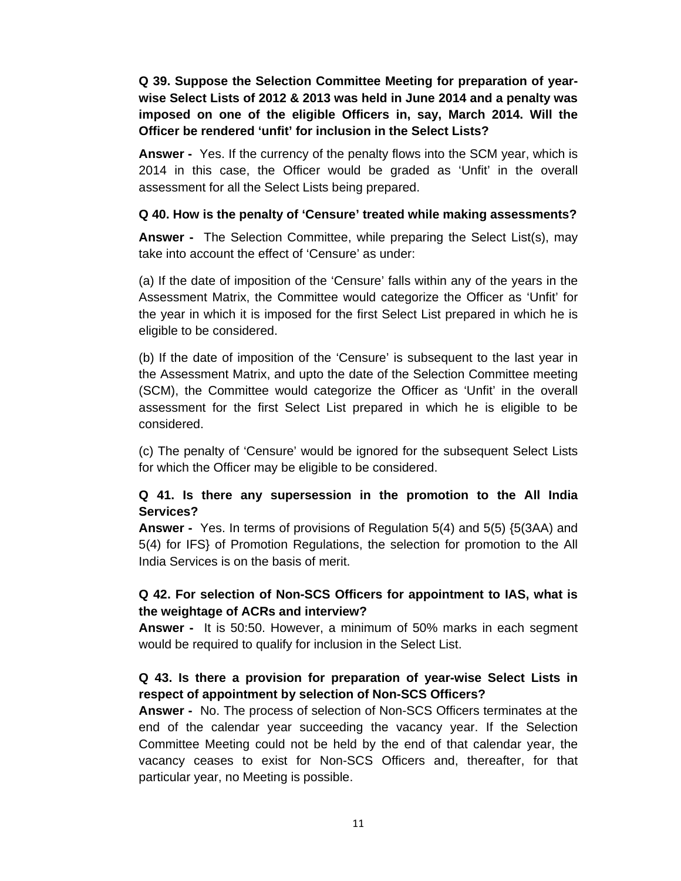**Q 39. Suppose the Selection Committee Meeting for preparation of year-wise Select Lists of 2012 & 2013 was held in June 2014 and a penalty was imposed on one of the eligible Officers in, say, March 2014. Will the Officer be rendered 'unfit' for inclusion in the Select Lists?**

**Answer -** Yes. If the currency of the penalty flows into the SCM year, which is 2014 in this case, the Officer would be graded as 'Unfit' in the overall assessment for all the Select Lists being prepared.

**Q 40. How is the penalty of 'Censure' treated while making assessments?**

**Answer -** The Selection Committee, while preparing the Select List(s), may take into account the effect of 'Censure' as under:

(a) If the date of imposition of the 'Censure' falls within any of the years in the Assessment Matrix, the Committee would categorize the Officer as 'Unfit' for the year in which it is imposed for the first Select List prepared in which he is eligible to be considered.

(b) If the date of imposition of the 'Censure' is subsequent to the last year in the Assessment Matrix, and upto the date of the Selection Committee meeting (SCM), the Committee would categorize the Officer as 'Unfit' in the overall assessment for the first Select List prepared in which he is eligible to be considered.

(c) The penalty of 'Censure' would be ignored for the subsequent Select Lists for which the Officer may be eligible to be considered.

**Q 41. Is there any supersession in the promotion to the All India Services?**

**Answer -** Yes. In terms of provisions of Regulation 5(4) and 5(5) {5(3AA) and 5(4) for IFS} of Promotion Regulations, the selection for promotion to the All India Services is on the basis of merit.

**Q 42. For selection of Non-SCS Officers for appointment to IAS, what is the weightage of ACRs and interview?**

**Answer -** It is 50:50. However, a minimum of 50% marks in each segment would be required to qualify for inclusion in the Select List.

**Q 43. Is there a provision for preparation of year-wise Select Lists in respect of appointment by selection of Non-SCS Officers?**

**Answer -** No. The process of selection of Non-SCS Officers terminates at the end of the calendar year succeeding the vacancy year. If the Selection Committee Meeting could not be held by the end of that calendar year, the vacancy ceases to exist for Non-SCS Officers and, thereafter, for that particular year, no Meeting is possible.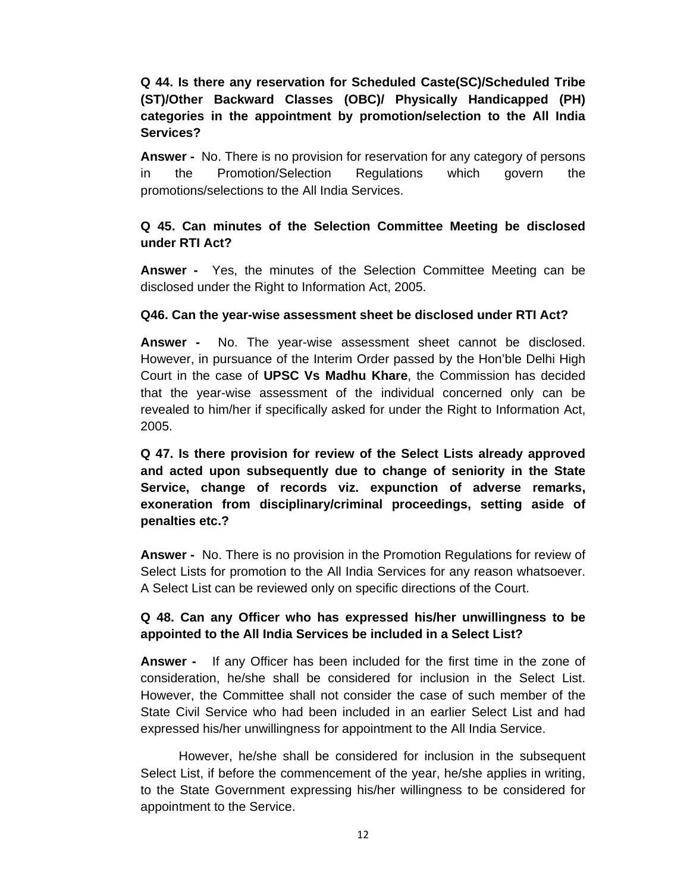**Q 44. Is there any reservation for Scheduled Caste(SC)/Scheduled Tribe (ST)/Other Backward Classes (OBC)/ Physically Handicapped (PH) categories in the appointment by promotion/selection to the All India Services?**

**Answer -** No. There is no provision for reservation for any category of persons in the Promotion/Selection Regulations which govern the promotions/selections to the All India Services.

**Q 45. Can minutes of the Selection Committee Meeting be disclosed under RTI Act?**

**Answer -** Yes, the minutes of the Selection Committee Meeting can be disclosed under the Right to Information Act, 2005.

**Q46. Can the year-wise assessment sheet be disclosed under RTI Act?**

**Answer -** No. The year-wise assessment sheet cannot be disclosed. However, in pursuance of the Interim Order passed by the Hon'ble Delhi High Court in the case of **UPSC Vs Madhu Khare**, the Commission has decided that the year-wise assessment of the individual concerned only can be revealed to him/her if specifically asked for under the Right to Information Act, 2005.

**Q 47. Is there provision for review of the Select Lists already approved and acted upon subsequently due to change of seniority in the State Service, change of records viz. expunction of adverse remarks, exoneration from disciplinary/criminal proceedings, setting aside of penalties etc.?**

**Answer -** No. There is no provision in the Promotion Regulations for review of Select Lists for promotion to the All India Services for any reason whatsoever. A Select List can be reviewed only on specific directions of the Court.

**Q 48. Can any Officer who has expressed his/her unwillingness to be appointed to the All India Services be included in a Select List?**

**Answer -** If any Officer has been included for the first time in the zone of consideration, he/she shall be considered for inclusion in the Select List. However, the Committee shall not consider the case of such member of the State Civil Service who had been included in an earlier Select List and had expressed his/her unwillingness for appointment to the All India Service.

However, he/she shall be considered for inclusion in the subsequent Select List, if before the commencement of the year, he/she applies in writing, to the State Government expressing his/her willingness to be considered for appointment to the Service.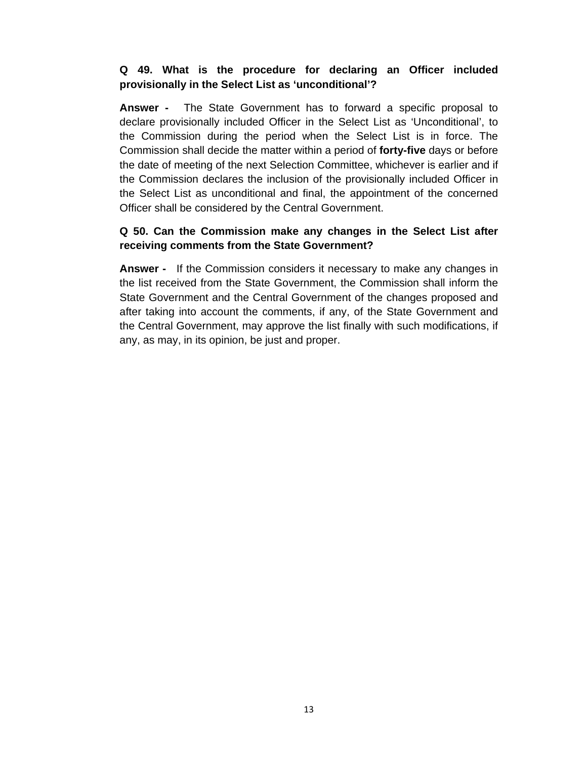**Q 49. What is the procedure for declaring an Officer included provisionally in the Select List as 'unconditional'?**

**Answer -** The State Government has to forward a specific proposal to declare provisionally included Officer in the Select List as 'Unconditional', to the Commission during the period when the Select List is in force. The Commission shall decide the matter within a period of **forty-five** days or before the date of meeting of the next Selection Committee, whichever is earlier and if the Commission declares the inclusion of the provisionally included Officer in the Select List as unconditional and final, the appointment of the concerned Officer shall be considered by the Central Government.

**Q 50. Can the Commission make any changes in the Select List after receiving comments from the State Government?**

**Answer -** If the Commission considers it necessary to make any changes in the list received from the State Government, the Commission shall inform the State Government and the Central Government of the changes proposed and after taking into account the comments, if any, of the State Government and the Central Government, may approve the list finally with such modifications, if any, as may, in its opinion, be just and proper.